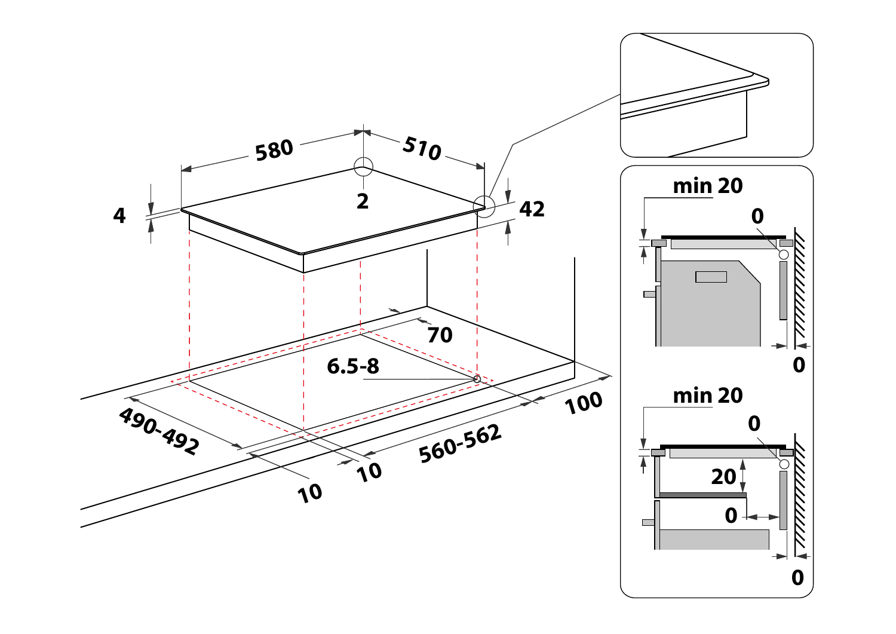580

510

2

4

42

70

6.5-8

490-492

10

10

560-562

100

min 20

0

0

min 20

0

20

0

0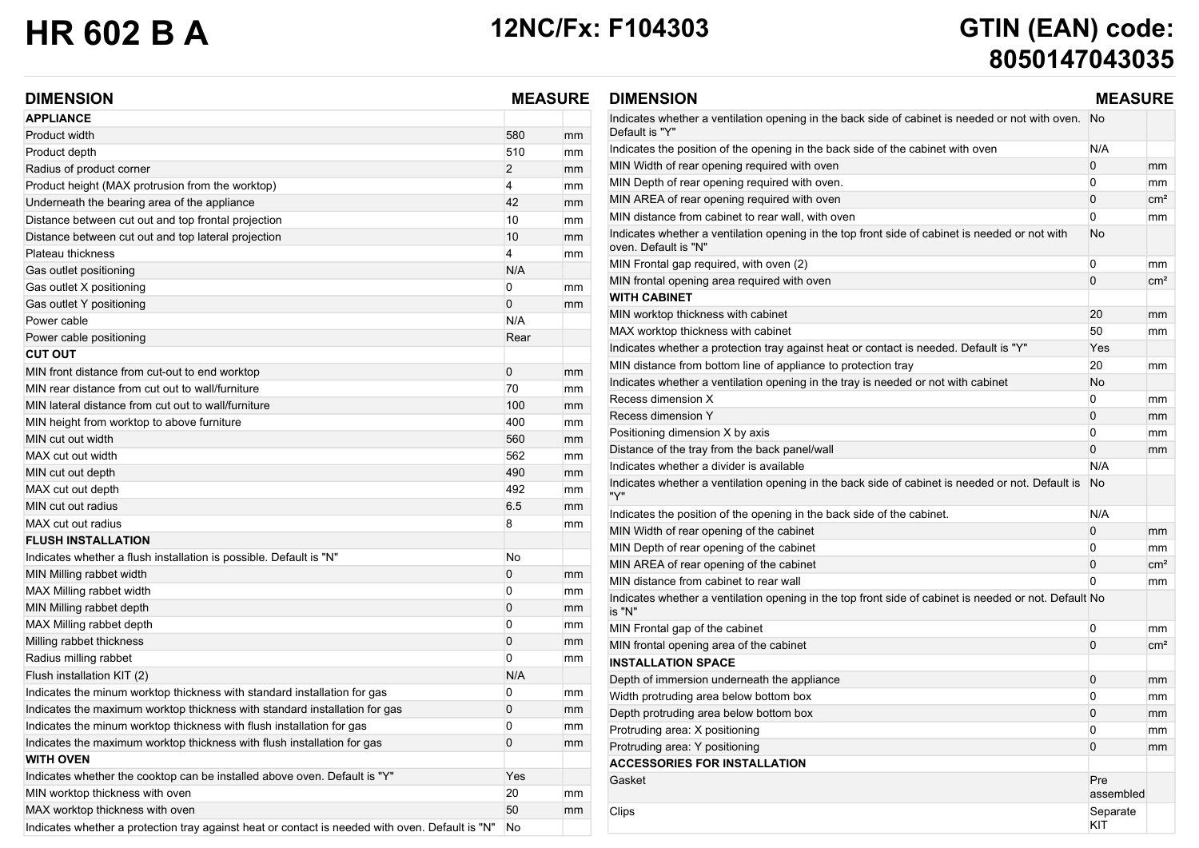# HR 602 B A

**12NC/Fx: F104303**

**GTIN (EAN) code: 8050147043035**

| DIMENSION | MEASURE | |
|---|---|---|
| **APPLIANCE** | | |
| Product width | 580 | mm |
| Product depth | 510 | mm |
| Radius of product corner | 2 | mm |
| Product height (MAX protrusion from the worktop) | 4 | mm |
| Underneath the bearing area of the appliance | 42 | mm |
| Distance between cut out and top frontal projection | 10 | mm |
| Distance between cut out and top lateral projection | 10 | mm |
| Plateau thickness | 4 | mm |
| Gas outlet positioning | N/A | |
| Gas outlet X positioning | 0 | mm |
| Gas outlet Y positioning | 0 | mm |
| Power cable | N/A | |
| Power cable positioning | Rear | |
| **CUT OUT** | | |
| MIN front distance from cut-out to end worktop | 0 | mm |
| MIN rear distance from cut out to wall/furniture | 70 | mm |
| MIN lateral distance from cut out to wall/furniture | 100 | mm |
| MIN height from worktop to above furniture | 400 | mm |
| MIN cut out width | 560 | mm |
| MAX cut out width | 562 | mm |
| MIN cut out depth | 490 | mm |
| MAX cut out depth | 492 | mm |
| MIN cut out radius | 6.5 | mm |
| MAX cut out radius | 8 | mm |
| **FLUSH INSTALLATION** | | |
| Indicates whether a flush installation is possible. Default is "N" | No | |
| MIN Milling rabbet width | 0 | mm |
| MAX Milling rabbet width | 0 | mm |
| MIN Milling rabbet depth | 0 | mm |
| MAX Milling rabbet depth | 0 | mm |
| Milling rabbet thickness | 0 | mm |
| Radius milling rabbet | 0 | mm |
| Flush installation KIT (2) | N/A | |
| Indicates the minum worktop thickness with standard installation for gas | 0 | mm |
| Indicates the maximum worktop thickness with standard installation for gas | 0 | mm |
| Indicates the minum worktop thickness with flush installation for gas | 0 | mm |
| Indicates the maximum worktop thickness with flush installation for gas | 0 | mm |
| **WITH OVEN** | | |
| Indicates whether the cooktop can be installed above oven. Default is "Y" | Yes | |
| MIN worktop thickness with oven | 20 | mm |
| MAX worktop thickness with oven | 50 | mm |
| Indicates whether a protection tray against heat or contact is needed with oven. Default is "N" | No | |

| DIMENSION | MEASURE | |
|---|---|---|
| Indicates whether a ventilation opening in the back side of cabinet is needed or not with oven. Default is "Y" | No | |
| Indicates the position of the opening in the back side of the cabinet with oven | N/A | |
| MIN Width of rear opening required with oven | 0 | mm |
| MIN Depth of rear opening required with oven. | 0 | mm |
| MIN AREA of rear opening required with oven | 0 | cm² |
| MIN distance from cabinet to rear wall, with oven | 0 | mm |
| Indicates whether a ventilation opening in the top front side of cabinet is needed or not with oven. Default is "N" | No | |
| MIN Frontal gap required, with oven (2) | 0 | mm |
| MIN frontal opening area required with oven | 0 | cm² |
| **WITH CABINET** | | |
| MIN worktop thickness with cabinet | 20 | mm |
| MAX worktop thickness with cabinet | 50 | mm |
| Indicates whether a protection tray against heat or contact is needed. Default is "Y" | Yes | |
| MIN distance from bottom line of appliance to protection tray | 20 | mm |
| Indicates whether a ventilation opening in the tray is needed or not with cabinet | No | |
| Recess dimension X | 0 | mm |
| Recess dimension Y | 0 | mm |
| Positioning dimension X by axis | 0 | mm |
| Distance of the tray from the back panel/wall | 0 | mm |
| Indicates whether a divider is available | N/A | |
| Indicates whether a ventilation opening in the back side of cabinet is needed or not. Default is "Y" | No | |
| Indicates the position of the opening in the back side of the cabinet. | N/A | |
| MIN Width of rear opening of the cabinet | 0 | mm |
| MIN Depth of rear opening of the cabinet | 0 | mm |
| MIN AREA of rear opening of the cabinet | 0 | cm² |
| MIN distance from cabinet to rear wall | 0 | mm |
| Indicates whether a ventilation opening in the top front side of cabinet is needed or not. Default is "N" | No | |
| MIN Frontal gap of the cabinet | 0 | mm |
| MIN frontal opening area of the cabinet | 0 | cm² |
| **INSTALLATION SPACE** | | |
| Depth of immersion underneath the appliance | 0 | mm |
| Width protruding area below bottom box | 0 | mm |
| Depth protruding area below bottom box | 0 | mm |
| Protruding area: X positioning | 0 | mm |
| Protruding area: Y positioning | 0 | mm |
| **ACCESSORIES FOR INSTALLATION** | | |
| Gasket | Pre assembled | |
| Clips | Separate KIT | |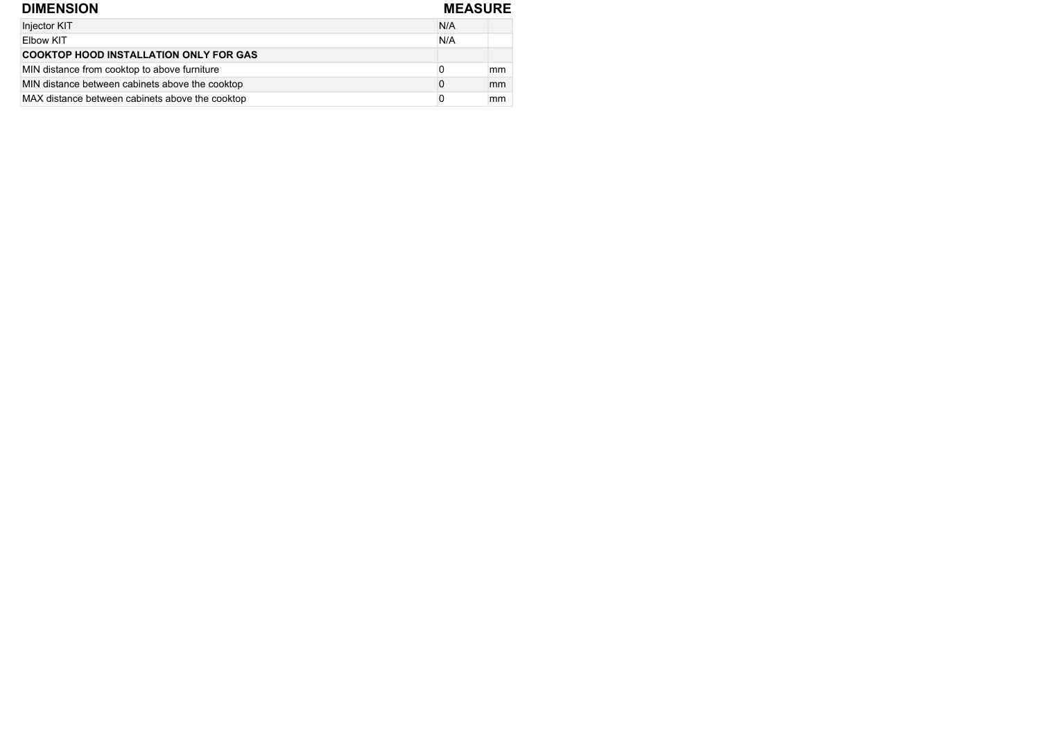| DIMENSION | MEASURE | |
|---|---|---|
| Injector KIT | N/A | |
| Elbow KIT | N/A | |
| **COOKTOP HOOD INSTALLATION ONLY FOR GAS** | | |
| MIN distance from cooktop to above furniture | 0 | mm |
| MIN distance between cabinets above the cooktop | 0 | mm |
| MAX distance between cabinets above the cooktop | 0 | mm |